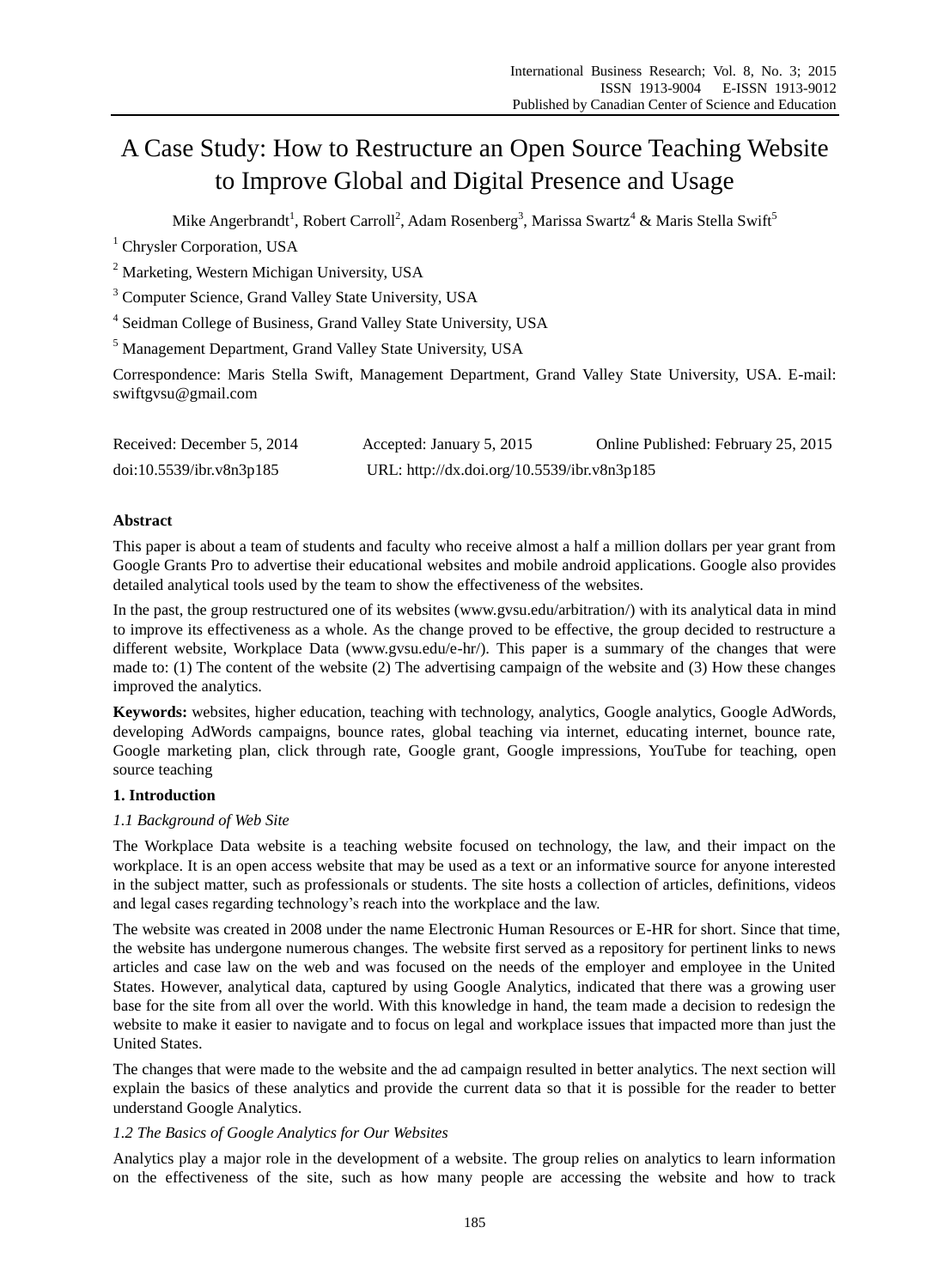# A Case Study: How to Restructure an Open Source Teaching Website to Improve Global and Digital Presence and Usage

Mike Angerbrandt[1], Robert Carroll[2], Adam Rosenberg[3], Marissa Swartz[4] & Maris Stella Swift[5]

[1] Chrysler Corporation, USA

[2] Marketing, Western Michigan University, USA

[3] Computer Science, Grand Valley State University, USA

[4] Seidman College of Business, Grand Valley State University, USA

[5] Management Department, Grand Valley State University, USA

Correspondence: Maris Stella Swift, Management Department, Grand Valley State University, USA. E-mail: swiftgvsu@gmail.com

Received: December 5, 2014 Accepted: January 5, 2015 Online Published: February 25, 2015

doi:10.5539/ibr.v8n3p185 URL: http://dx.doi.org/10.5539/ibr.v8n3p185

## Abstract

This paper is about a team of students and faculty who receive almost a half a million dollars per year grant from Google Grants Pro to advertise their educational websites and mobile android applications. Google also provides detailed analytical tools used by the team to show the effectiveness of the websites.

In the past, the group restructured one of its websites (www.gvsu.edu/arbitration/) with its analytical data in mind to improve its effectiveness as a whole. As the change proved to be effective, the group decided to restructure a different website, Workplace Data (www.gvsu.edu/e-hr/). This paper is a summary of the changes that were made to: (1) The content of the website (2) The advertising campaign of the website and (3) How these changes improved the analytics.

**Keywords:** websites, higher education, teaching with technology, analytics, Google analytics, Google AdWords, developing AdWords campaigns, bounce rates, global teaching via internet, educating internet, bounce rate, Google marketing plan, click through rate, Google grant, Google impressions, YouTube for teaching, open source teaching

## 1. Introduction

### *1.1 Background of Web Site*

The Workplace Data website is a teaching website focused on technology, the law, and their impact on the workplace. It is an open access website that may be used as a text or an informative source for anyone interested in the subject matter, such as professionals or students. The site hosts a collection of articles, definitions, videos and legal cases regarding technology's reach into the workplace and the law.

The website was created in 2008 under the name Electronic Human Resources or E-HR for short. Since that time, the website has undergone numerous changes. The website first served as a repository for pertinent links to news articles and case law on the web and was focused on the needs of the employer and employee in the United States. However, analytical data, captured by using Google Analytics, indicated that there was a growing user base for the site from all over the world. With this knowledge in hand, the team made a decision to redesign the website to make it easier to navigate and to focus on legal and workplace issues that impacted more than just the United States.

The changes that were made to the website and the ad campaign resulted in better analytics. The next section will explain the basics of these analytics and provide the current data so that it is possible for the reader to better understand Google Analytics.

### *1.2 The Basics of Google Analytics for Our Websites*

Analytics play a major role in the development of a website. The group relies on analytics to learn information on the effectiveness of the site, such as how many people are accessing the website and how to track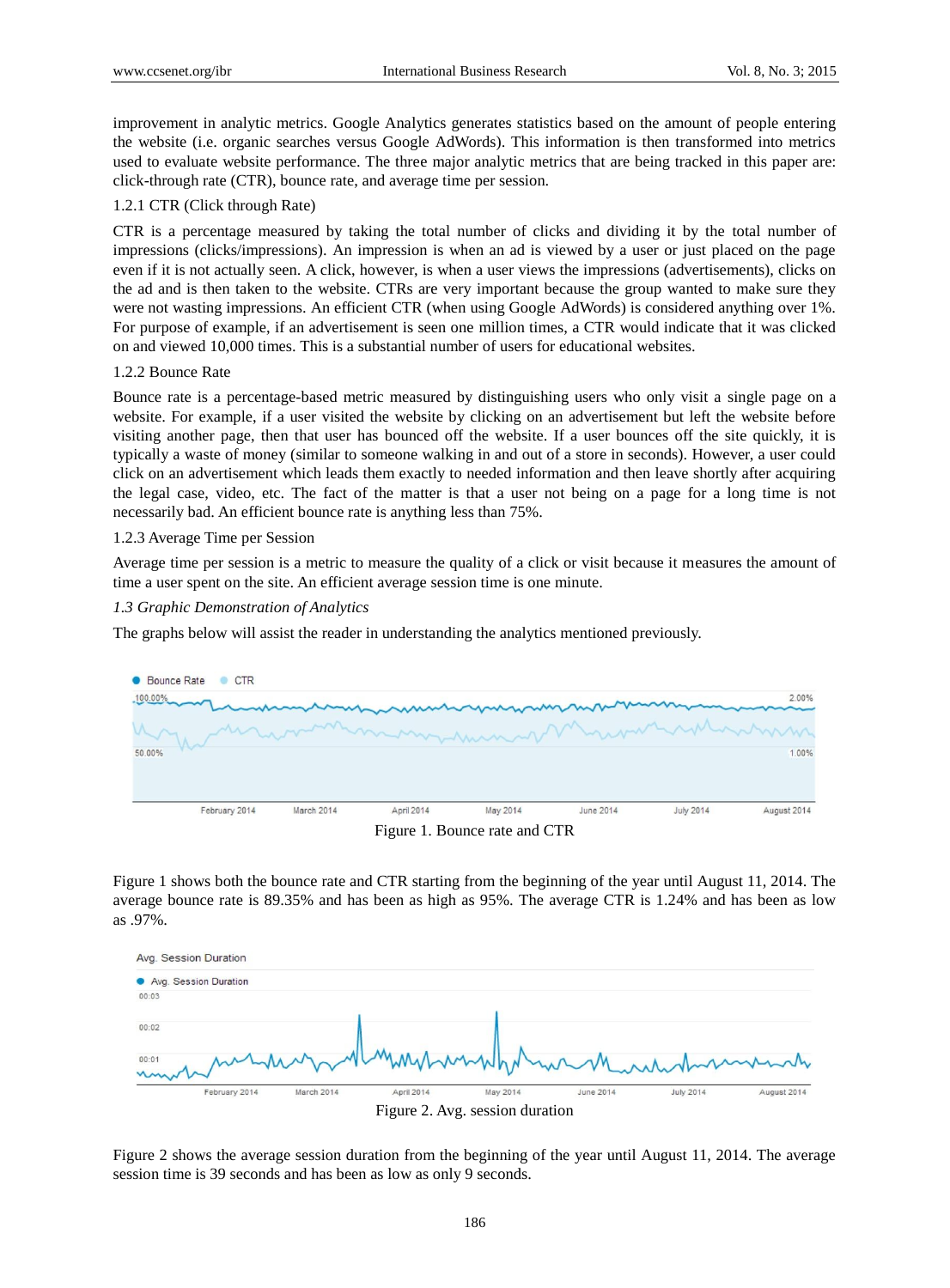improvement in analytic metrics. Google Analytics generates statistics based on the amount of people entering the website (i.e. organic searches versus Google AdWords). This information is then transformed into metrics used to evaluate website performance. The three major analytic metrics that are being tracked in this paper are: click-through rate (CTR), bounce rate, and average time per session.

#### 1.2.1 CTR (Click through Rate)

CTR is a percentage measured by taking the total number of clicks and dividing it by the total number of impressions (clicks/impressions). An impression is when an ad is viewed by a user or just placed on the page even if it is not actually seen. A click, however, is when a user views the impressions (advertisements), clicks on the ad and is then taken to the website. CTRs are very important because the group wanted to make sure they were not wasting impressions. An efficient CTR (when using Google AdWords) is considered anything over 1%. For purpose of example, if an advertisement is seen one million times, a CTR would indicate that it was clicked on and viewed 10,000 times. This is a substantial number of users for educational websites.

#### 1.2.2 Bounce Rate

Bounce rate is a percentage-based metric measured by distinguishing users who only visit a single page on a website. For example, if a user visited the website by clicking on an advertisement but left the website before visiting another page, then that user has bounced off the website. If a user bounces off the site quickly, it is typically a waste of money (similar to someone walking in and out of a store in seconds). However, a user could click on an advertisement which leads them exactly to needed information and then leave shortly after acquiring the legal case, video, etc. The fact of the matter is that a user not being on a page for a long time is not necessarily bad. An efficient bounce rate is anything less than 75%.

#### 1.2.3 Average Time per Session

Average time per session is a metric to measure the quality of a click or visit because it measures the amount of time a user spent on the site. An efficient average session time is one minute.

### *1.3 Graphic Demonstration of Analytics*

The graphs below will assist the reader in understanding the analytics mentioned previously.

Figure 1. Bounce rate and CTR

Figure 1 shows both the bounce rate and CTR starting from the beginning of the year until August 11, 2014. The average bounce rate is 89.35% and has been as high as 95%. The average CTR is 1.24% and has been as low as .97%.

Figure 2. Avg. session duration

Figure 2 shows the average session duration from the beginning of the year until August 11, 2014. The average session time is 39 seconds and has been as low as only 9 seconds.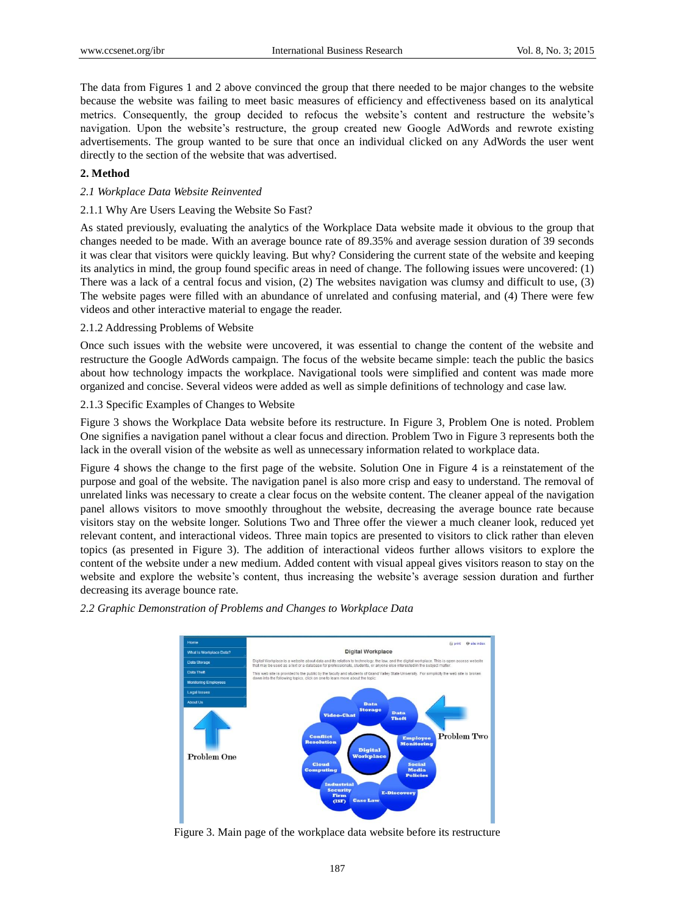The data from Figures 1 and 2 above convinced the group that there needed to be major changes to the website because the website was failing to meet basic measures of efficiency and effectiveness based on its analytical metrics. Consequently, the group decided to refocus the website's content and restructure the website's navigation. Upon the website's restructure, the group created new Google AdWords and rewrote existing advertisements. The group wanted to be sure that once an individual clicked on any AdWords the user went directly to the section of the website that was advertised.

## 2. Method

### *2.1 Workplace Data Website Reinvented*

#### 2.1.1 Why Are Users Leaving the Website So Fast?

As stated previously, evaluating the analytics of the Workplace Data website made it obvious to the group that changes needed to be made. With an average bounce rate of 89.35% and average session duration of 39 seconds it was clear that visitors were quickly leaving. But why? Considering the current state of the website and keeping its analytics in mind, the group found specific areas in need of change. The following issues were uncovered: (1) There was a lack of a central focus and vision, (2) The websites navigation was clumsy and difficult to use, (3) The website pages were filled with an abundance of unrelated and confusing material, and (4) There were few videos and other interactive material to engage the reader.

#### 2.1.2 Addressing Problems of Website

Once such issues with the website were uncovered, it was essential to change the content of the website and restructure the Google AdWords campaign. The focus of the website became simple: teach the public the basics about how technology impacts the workplace. Navigational tools were simplified and content was made more organized and concise. Several videos were added as well as simple definitions of technology and case law.

#### 2.1.3 Specific Examples of Changes to Website

Figure 3 shows the Workplace Data website before its restructure. In Figure 3, Problem One is noted. Problem One signifies a navigation panel without a clear focus and direction. Problem Two in Figure 3 represents both the lack in the overall vision of the website as well as unnecessary information related to workplace data.

Figure 4 shows the change to the first page of the website. Solution One in Figure 4 is a reinstatement of the purpose and goal of the website. The navigation panel is also more crisp and easy to understand. The removal of unrelated links was necessary to create a clear focus on the website content. The cleaner appeal of the navigation panel allows visitors to move smoothly throughout the website, decreasing the average bounce rate because visitors stay on the website longer. Solutions Two and Three offer the viewer a much cleaner look, reduced yet relevant content, and interactional videos. Three main topics are presented to visitors to click rather than eleven topics (as presented in Figure 3). The addition of interactional videos further allows visitors to explore the content of the website under a new medium. Added content with visual appeal gives visitors reason to stay on the website and explore the website's content, thus increasing the website's average session duration and further decreasing its average bounce rate.

### *2.2 Graphic Demonstration of Problems and Changes to Workplace Data*

Figure 3. Main page of the workplace data website before its restructure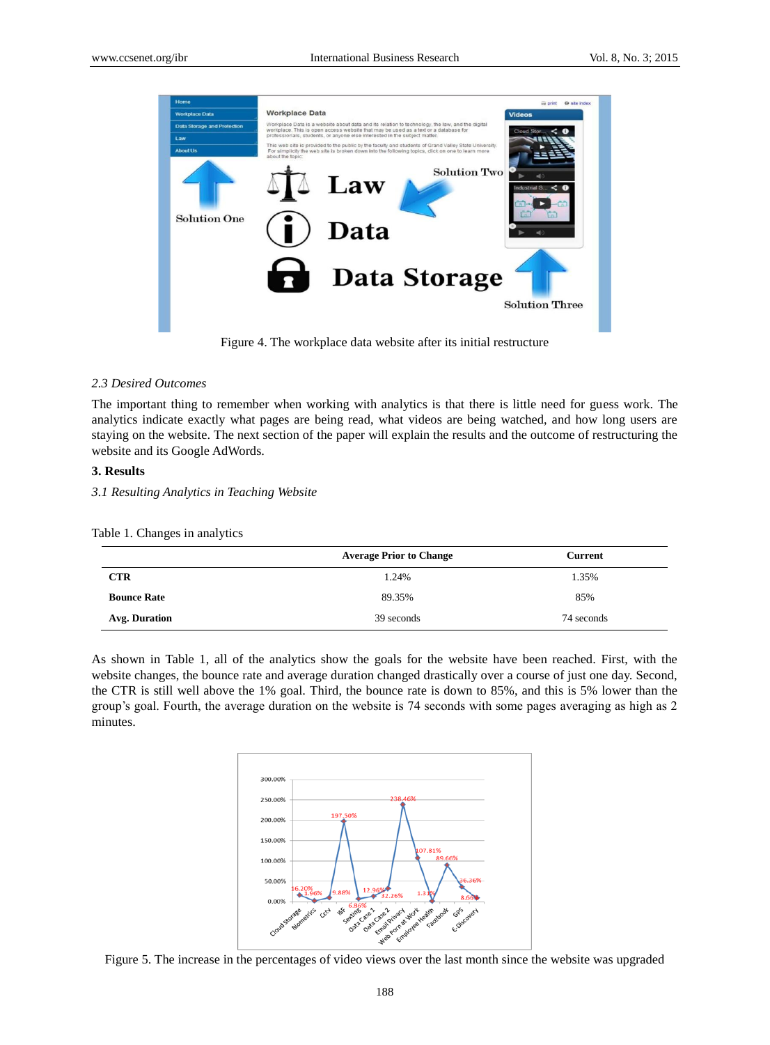Figure 4. The workplace data website after its initial restructure

### 2.3 Desired Outcomes

The important thing to remember when working with analytics is that there is little need for guess work. The analytics indicate exactly what pages are being read, what videos are being watched, and how long users are staying on the website. The next section of the paper will explain the results and the outcome of restructuring the website and its Google AdWords.

## 3. Results

### 3.1 Resulting Analytics in Teaching Website

Table 1. Changes in analytics

| | Average Prior to Change | Current |
|---|---|---|
| **CTR** | 1.24% | 1.35% |
| **Bounce Rate** | 89.35% | 85% |
| **Avg. Duration** | 39 seconds | 74 seconds |

As shown in Table 1, all of the analytics show the goals for the website have been reached. First, with the website changes, the bounce rate and average duration changed drastically over a course of just one day. Second, the CTR is still well above the 1% goal. Third, the bounce rate is down to 85%, and this is 5% lower than the group's goal. Fourth, the average duration on the website is 74 seconds with some pages averaging as high as 2 minutes.

Figure 5. The increase in the percentages of video views over the last month since the website was upgraded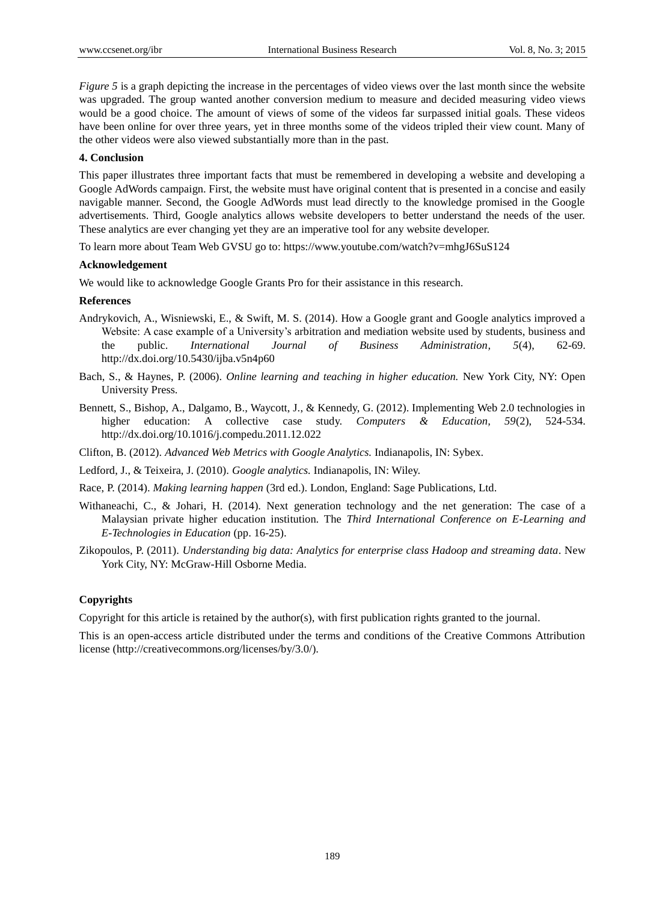*Figure 5* is a graph depicting the increase in the percentages of video views over the last month since the website was upgraded. The group wanted another conversion medium to measure and decided measuring video views would be a good choice. The amount of views of some of the videos far surpassed initial goals. These videos have been online for over three years, yet in three months some of the videos tripled their view count. Many of the other videos were also viewed substantially more than in the past.

## 4. Conclusion

This paper illustrates three important facts that must be remembered in developing a website and developing a Google AdWords campaign. First, the website must have original content that is presented in a concise and easily navigable manner. Second, the Google AdWords must lead directly to the knowledge promised in the Google advertisements. Third, Google analytics allows website developers to better understand the needs of the user. These analytics are ever changing yet they are an imperative tool for any website developer.

To learn more about Team Web GVSU go to: https://www.youtube.com/watch?v=mhgJ6SuS124

## Acknowledgement

We would like to acknowledge Google Grants Pro for their assistance in this research.

## References

Andrykovich, A., Wisniewski, E., & Swift, M. S. (2014). How a Google grant and Google analytics improved a Website: A case example of a University's arbitration and mediation website used by students, business and the public. *International Journal of Business Administration, 5*(4), 62-69. http://dx.doi.org/10.5430/ijba.v5n4p60

Bach, S., & Haynes, P. (2006). *Online learning and teaching in higher education.* New York City, NY: Open University Press.

Bennett, S., Bishop, A., Dalgamo, B., Waycott, J., & Kennedy, G. (2012). Implementing Web 2.0 technologies in higher education: A collective case study. *Computers & Education, 59*(2), 524-534. http://dx.doi.org/10.1016/j.compedu.2011.12.022

Clifton, B. (2012). *Advanced Web Metrics with Google Analytics.* Indianapolis, IN: Sybex.

Ledford, J., & Teixeira, J. (2010). *Google analytics.* Indianapolis, IN: Wiley.

Race, P. (2014). *Making learning happen* (3rd ed.). London, England: Sage Publications, Ltd.

Withaneachi, C., & Johari, H. (2014). Next generation technology and the net generation: The case of a Malaysian private higher education institution. The *Third International Conference on E-Learning and E-Technologies in Education* (pp. 16-25).

Zikopoulos, P. (2011). *Understanding big data: Analytics for enterprise class Hadoop and streaming data*. New York City, NY: McGraw-Hill Osborne Media.

## Copyrights

Copyright for this article is retained by the author(s), with first publication rights granted to the journal.

This is an open-access article distributed under the terms and conditions of the Creative Commons Attribution license (http://creativecommons.org/licenses/by/3.0/).